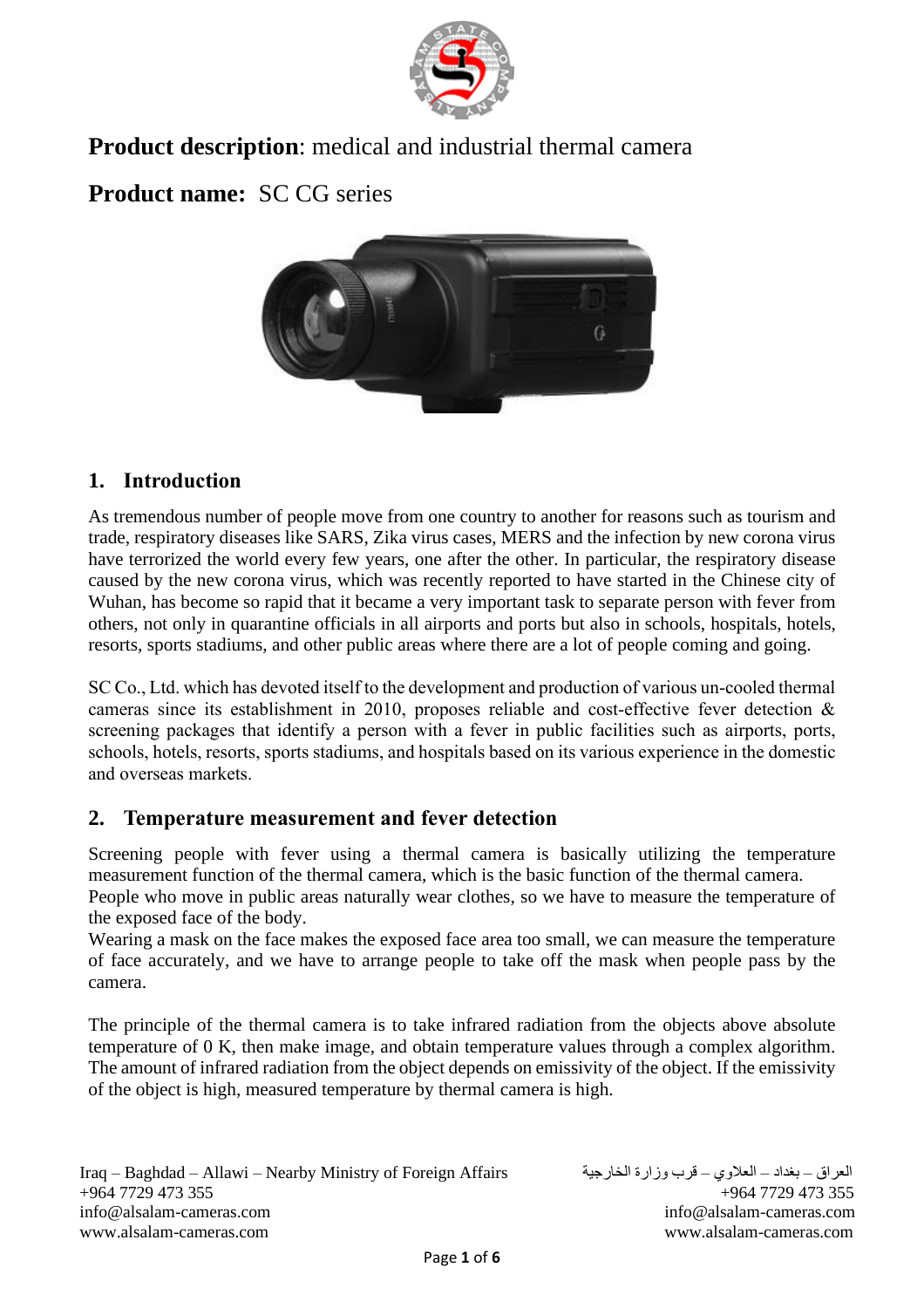**Product description**: medical and industrial thermal camera

**Product name:** SC CG series

## 1. Introduction

As tremendous number of people move from one country to another for reasons such as tourism and trade, respiratory diseases like SARS, Zika virus cases, MERS and the infection by new corona virus have terrorized the world every few years, one after the other. In particular, the respiratory disease caused by the new corona virus, which was recently reported to have started in the Chinese city of Wuhan, has become so rapid that it became a very important task to separate person with fever from others, not only in quarantine officials in all airports and ports but also in schools, hospitals, hotels, resorts, sports stadiums, and other public areas where there are a lot of people coming and going.

SC Co., Ltd. which has devoted itself to the development and production of various un-cooled thermal cameras since its establishment in 2010, proposes reliable and cost-effective fever detection & screening packages that identify a person with a fever in public facilities such as airports, ports, schools, hotels, resorts, sports stadiums, and hospitals based on its various experience in the domestic and overseas markets.

## 2. Temperature measurement and fever detection

Screening people with fever using a thermal camera is basically utilizing the temperature measurement function of the thermal camera, which is the basic function of the thermal camera.
People who move in public areas naturally wear clothes, so we have to measure the temperature of the exposed face of the body.
Wearing a mask on the face makes the exposed face area too small, we can measure the temperature of face accurately, and we have to arrange people to take off the mask when people pass by the camera.

The principle of the thermal camera is to take infrared radiation from the objects above absolute temperature of 0 K, then make image, and obtain temperature values through a complex algorithm. The amount of infrared radiation from the object depends on emissivity of the object. If the emissivity of the object is high, measured temperature by thermal camera is high.

Iraq – Baghdad – Allawi – Nearby Ministry of Foreign Affairs
+964 7729 473 355
info@alsalam-cameras.com
www.alsalam-cameras.com

العراق – بغداد – العلاوي – قرب وزارة الخارجية
+964 7729 473 355
info@alsalam-cameras.com
www.alsalam-cameras.com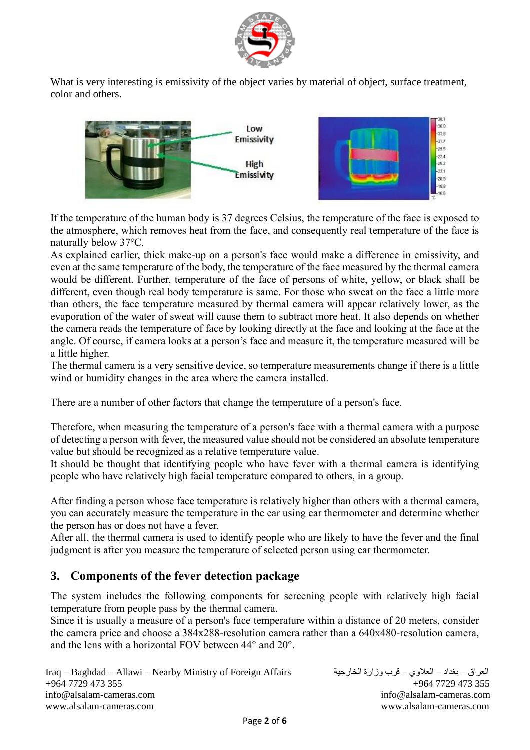What is very interesting is emissivity of the object varies by material of object, surface treatment, color and others.

Low Emissivity

High Emissivity

If the temperature of the human body is 37 degrees Celsius, the temperature of the face is exposed to the atmosphere, which removes heat from the face, and consequently real temperature of the face is naturally below 37℃.

As explained earlier, thick make-up on a person's face would make a difference in emissivity, and even at the same temperature of the body, the temperature of the face measured by the thermal camera would be different. Further, temperature of the face of persons of white, yellow, or black shall be different, even though real body temperature is same. For those who sweat on the face a little more than others, the face temperature measured by thermal camera will appear relatively lower, as the evaporation of the water of sweat will cause them to subtract more heat. It also depends on whether the camera reads the temperature of face by looking directly at the face and looking at the face at the angle. Of course, if camera looks at a person's face and measure it, the temperature measured will be a little higher.

The thermal camera is a very sensitive device, so temperature measurements change if there is a little wind or humidity changes in the area where the camera installed.

There are a number of other factors that change the temperature of a person's face.

Therefore, when measuring the temperature of a person's face with a thermal camera with a purpose of detecting a person with fever, the measured value should not be considered an absolute temperature value but should be recognized as a relative temperature value.

It should be thought that identifying people who have fever with a thermal camera is identifying people who have relatively high facial temperature compared to others, in a group.

After finding a person whose face temperature is relatively higher than others with a thermal camera, you can accurately measure the temperature in the ear using ear thermometer and determine whether the person has or does not have a fever.

After all, the thermal camera is used to identify people who are likely to have the fever and the final judgment is after you measure the temperature of selected person using ear thermometer.

## 3. Components of the fever detection package

The system includes the following components for screening people with relatively high facial temperature from people pass by the thermal camera.

Since it is usually a measure of a person's face temperature within a distance of 20 meters, consider the camera price and choose a 384x288-resolution camera rather than a 640x480-resolution camera, and the lens with a horizontal FOV between 44° and 20°.

Iraq – Baghdad – Allawi – Nearby Ministry of Foreign Affairs
+964 7729 473 355
info@alsalam-cameras.com
www.alsalam-cameras.com

العراق – بغداد – العلاوي – قرب وزارة الخارجية
+964 7729 473 355
info@alsalam-cameras.com
www.alsalam-cameras.com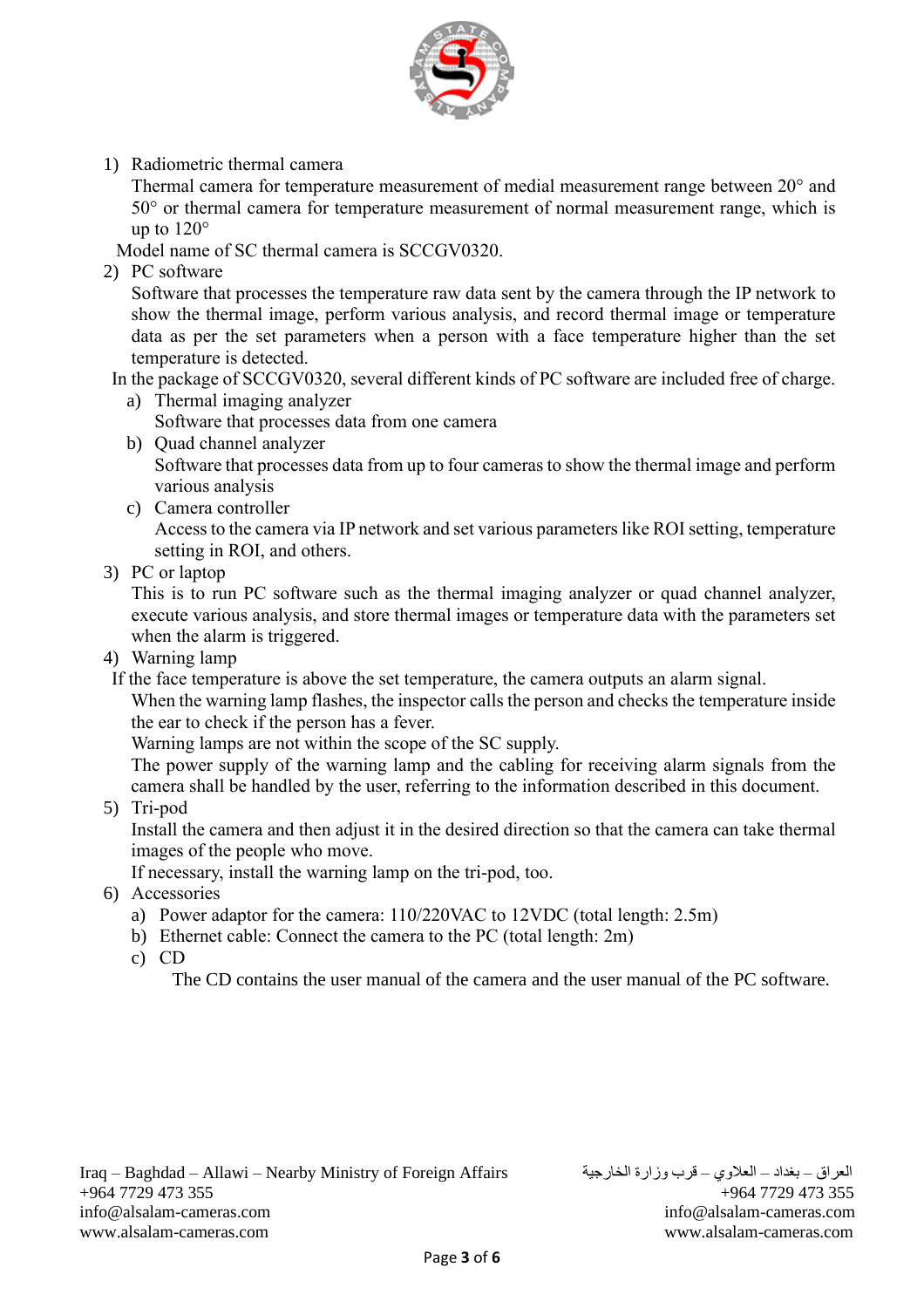1) Radiometric thermal camera

   Thermal camera for temperature measurement of medial measurement range between 20° and 50° or thermal camera for temperature measurement of normal measurement range, which is up to 120°

   Model name of SC thermal camera is SCCGV0320.

2) PC software

   Software that processes the temperature raw data sent by the camera through the IP network to show the thermal image, perform various analysis, and record thermal image or temperature data as per the set parameters when a person with a face temperature higher than the set temperature is detected.

   In the package of SCCGV0320, several different kinds of PC software are included free of charge.

   a) Thermal imaging analyzer

      Software that processes data from one camera

   b) Quad channel analyzer

      Software that processes data from up to four cameras to show the thermal image and perform various analysis

   c) Camera controller

      Access to the camera via IP network and set various parameters like ROI setting, temperature setting in ROI, and others.

3) PC or laptop

   This is to run PC software such as the thermal imaging analyzer or quad channel analyzer, execute various analysis, and store thermal images or temperature data with the parameters set when the alarm is triggered.

4) Warning lamp

   If the face temperature is above the set temperature, the camera outputs an alarm signal.

   When the warning lamp flashes, the inspector calls the person and checks the temperature inside the ear to check if the person has a fever.

   Warning lamps are not within the scope of the SC supply.

   The power supply of the warning lamp and the cabling for receiving alarm signals from the camera shall be handled by the user, referring to the information described in this document.

5) Tri-pod

   Install the camera and then adjust it in the desired direction so that the camera can take thermal images of the people who move.

   If necessary, install the warning lamp on the tri-pod, too.

6) Accessories

   a) Power adaptor for the camera: 110/220VAC to 12VDC (total length: 2.5m)
   b) Ethernet cable: Connect the camera to the PC (total length: 2m)
   c) CD

      The CD contains the user manual of the camera and the user manual of the PC software.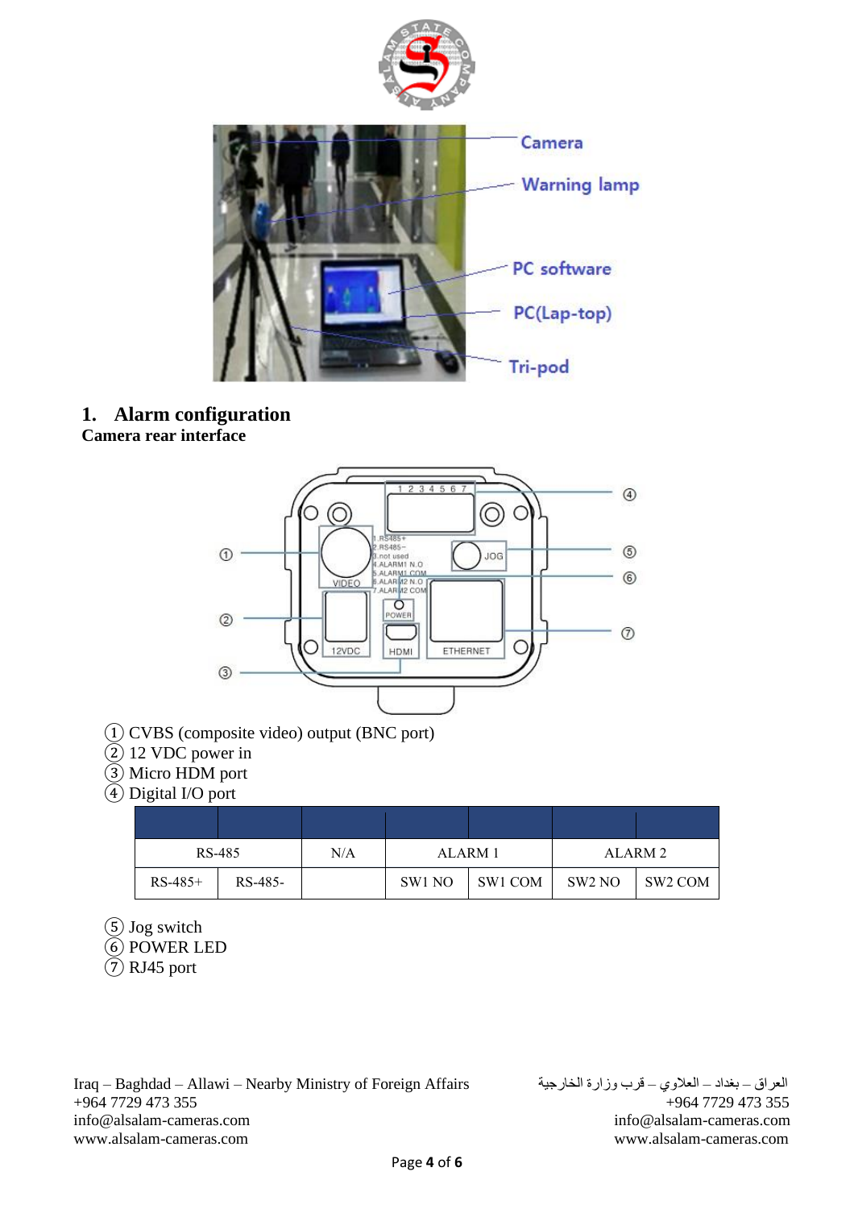## 1. Alarm configuration

**Camera rear interface**

① CVBS (composite video) output (BNC port)
② 12 VDC power in
③ Micro HDM port
④ Digital I/O port

| | | | | | | |
|---|---|---|---|---|---|---|
| RS-485 | | N/A | ALARM 1 | | ALARM 2 | |
| RS-485+ | RS-485- | | SW1 NO | SW1 COM | SW2 NO | SW2 COM |

⑤ Jog switch
⑥ POWER LED
⑦ RJ45 port

Iraq – Baghdad – Allawi – Nearby Ministry of Foreign Affairs
+964 7729 473 355
info@alsalam-cameras.com
www.alsalam-cameras.com

العراق – بغداد – العلاوي – قرب وزارة الخارجية
+964 7729 473 355
info@alsalam-cameras.com
www.alsalam-cameras.com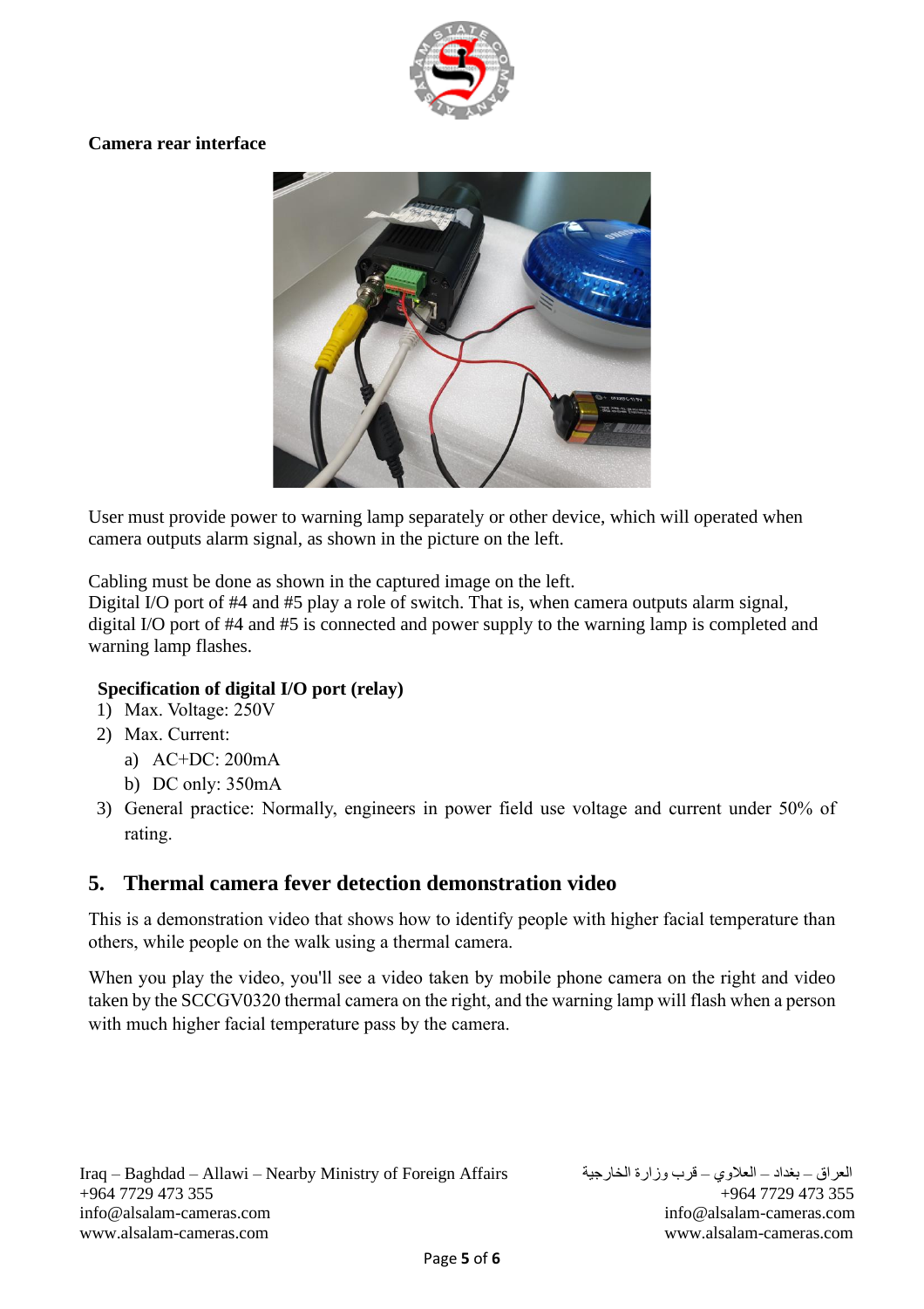**Camera rear interface**

User must provide power to warning lamp separately or other device, which will operated when camera outputs alarm signal, as shown in the picture on the left.

Cabling must be done as shown in the captured image on the left.
Digital I/O port of #4 and #5 play a role of switch. That is, when camera outputs alarm signal, digital I/O port of #4 and #5 is connected and power supply to the warning lamp is completed and warning lamp flashes.

**Specification of digital I/O port (relay)**

1) Max. Voltage: 250V
2) Max. Current:
   a) AC+DC: 200mA
   b) DC only: 350mA
3) General practice: Normally, engineers in power field use voltage and current under 50% of rating.

## 5. Thermal camera fever detection demonstration video

This is a demonstration video that shows how to identify people with higher facial temperature than others, while people on the walk using a thermal camera.

When you play the video, you'll see a video taken by mobile phone camera on the right and video taken by the SCCGV0320 thermal camera on the right, and the warning lamp will flash when a person with much higher facial temperature pass by the camera.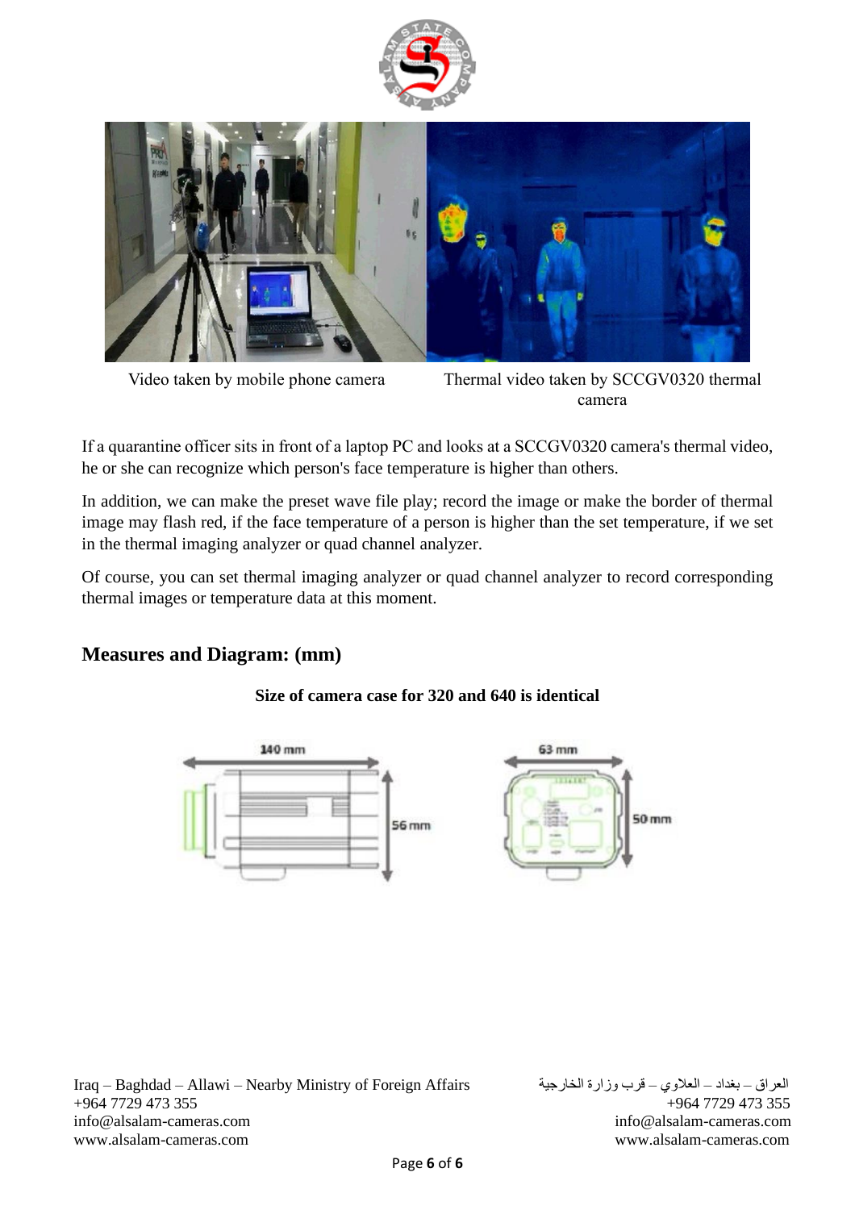Video taken by mobile phone camera

Thermal video taken by SCCGV0320 thermal camera

If a quarantine officer sits in front of a laptop PC and looks at a SCCGV0320 camera's thermal video, he or she can recognize which person's face temperature is higher than others.

In addition, we can make the preset wave file play; record the image or make the border of thermal image may flash red, if the face temperature of a person is higher than the set temperature, if we set in the thermal imaging analyzer or quad channel analyzer.

Of course, you can set thermal imaging analyzer or quad channel analyzer to record corresponding thermal images or temperature data at this moment.

## Measures and Diagram: (mm)

**Size of camera case for 320 and 640 is identical**

140 mm

56 mm

63 mm

50 mm

Iraq – Baghdad – Allawi – Nearby Ministry of Foreign Affairs
+964 7729 473 355
info@alsalam-cameras.com
www.alsalam-cameras.com

العراق – بغداد – العلاوي – قرب وزارة الخارجية
+964 7729 473 355
info@alsalam-cameras.com
www.alsalam-cameras.com